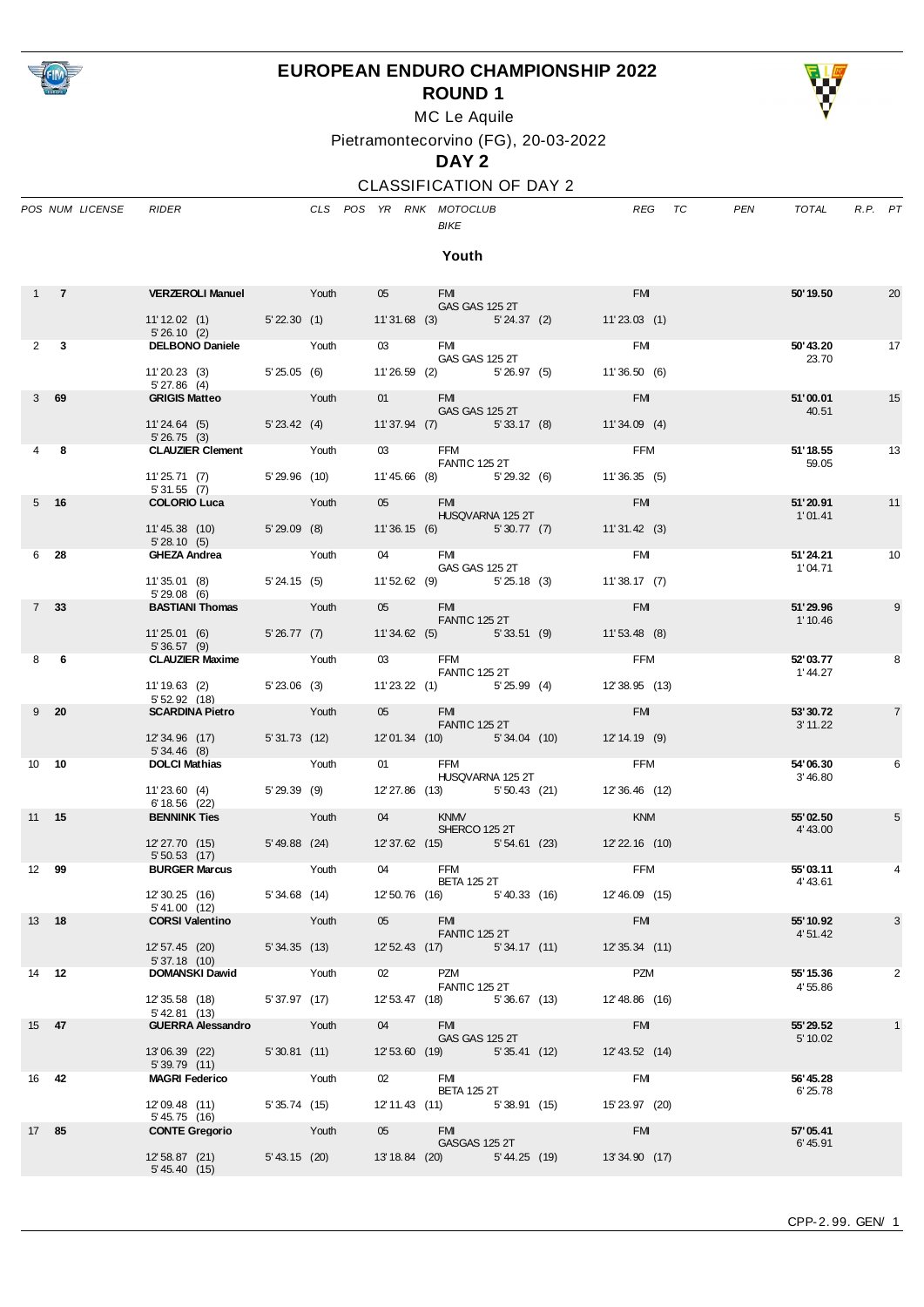# EUROPEAN ENDURO CHAMPIONSHIP 2022

## ROUND 1

MC Le Aquile

Pietramontecorvino (FG), 20-03-2022

**DAY 2**

CLASSIFICATION OF DAY 2

### Youth

| POS | NUM | LICENSE | RIDER | CLS | POS | YR | RNK | MOTOCLUB / BIKE | REG | TC | PEN | TOTAL | R.P. | PT |
|---|---|---|---|---|---|---|---|---|---|---|---|---|---|---|
| 1 | **7** | | **VERZEROLI Manuel** | Youth | | 05 | | FMI / GAS GAS 125 2T | FMI | | | **50'19.50** | | 20 |
| | | | 11'12.02 (1) · 5'22.30 (1) · 11'31.68 (3) · 5'24.37 (2) · 11'23.03 (1) · 5'26.10 (2) | | | | | | | | | | | |
| 2 | **3** | | **DELBONO Daniele** | Youth | | 03 | | FMI / GAS GAS 125 2T | FMI | | | **50'43.20** | 23.70 | 17 |
| | | | 11'20.23 (3) · 5'25.05 (6) · 11'26.59 (2) · 5'26.97 (5) · 11'36.50 (6) · 5'27.86 (4) | | | | | | | | | | | |
| 3 | **69** | | **GRIGIS Matteo** | Youth | | 01 | | FMI / GAS GAS 125 2T | FMI | | | **51'00.01** | 40.51 | 15 |
| | | | 11'24.64 (5) · 5'23.42 (4) · 11'37.94 (7) · 5'33.17 (8) · 11'34.09 (4) · 5'26.75 (3) | | | | | | | | | | | |
| 4 | **8** | | **CLAUZIER Clement** | Youth | | 03 | | FFM / FANTIC 125 2T | FFM | | | **51'18.55** | 59.05 | 13 |
| | | | 11'25.71 (7) · 5'29.96 (10) · 11'45.66 (8) · 5'29.32 (6) · 11'36.35 (5) · 5'31.55 (7) | | | | | | | | | | | |
| 5 | **16** | | **COLORIO Luca** | Youth | | 05 | | FMI / HUSQVARNA 125 2T | FMI | | | **51'20.91** | 1'01.41 | 11 |
| | | | 11'45.38 (10) · 5'29.09 (8) · 11'36.15 (6) · 5'30.77 (7) · 11'31.42 (3) · 5'28.10 (5) | | | | | | | | | | | |
| 6 | **28** | | **GHEZA Andrea** | Youth | | 04 | | FMI / GAS GAS 125 2T | FMI | | | **51'24.21** | 1'04.71 | 10 |
| | | | 11'35.01 (8) · 5'24.15 (5) · 11'52.62 (9) · 5'25.18 (3) · 11'38.17 (7) · 5'29.08 (6) | | | | | | | | | | | |
| 7 | **33** | | **BASTIANI Thomas** | Youth | | 05 | | FMI / FANTIC 125 2T | FMI | | | **51'29.96** | 1'10.46 | 9 |
| | | | 11'25.01 (6) · 5'26.77 (7) · 11'34.62 (5) · 5'33.51 (9) · 11'53.48 (8) · 5'36.57 (9) | | | | | | | | | | | |
| 8 | **6** | | **CLAUZIER Maxime** | Youth | | 03 | | FFM / FANTIC 125 2T | FFM | | | **52'03.77** | 1'44.27 | 8 |
| | | | 11'19.63 (2) · 5'23.06 (3) · 11'23.22 (1) · 5'25.99 (4) · 12'38.95 (13) · 5'52.92 (18) | | | | | | | | | | | |
| 9 | **20** | | **SCARDINA Pietro** | Youth | | 05 | | FMI / FANTIC 125 2T | FMI | | | **53'30.72** | 3'11.22 | 7 |
| | | | 12'34.96 (17) · 5'31.73 (12) · 12'01.34 (10) · 5'34.04 (10) · 12'14.19 (9) · 5'34.46 (8) | | | | | | | | | | | |
| 10 | **10** | | **DOLCI Mathias** | Youth | | 01 | | FFM / HUSQVARNA 125 2T | FFM | | | **54'06.30** | 3'46.80 | 6 |
| | | | 11'23.60 (4) · 5'29.39 (9) · 12'27.86 (13) · 5'50.43 (21) · 12'36.46 (12) · 6'18.56 (22) | | | | | | | | | | | |
| 11 | **15** | | **BENNINK Ties** | Youth | | 04 | | KNMV / SHERCO 125 2T | KNMV | | | **55'02.50** | 4'43.00 | 5 |
| | | | 12'27.70 (15) · 5'49.88 (24) · 12'37.62 (15) · 5'54.61 (23) · 12'22.16 (10) · 5'50.53 (17) | | | | | | | | | | | |
| 12 | **99** | | **BURGER Marcus** | Youth | | 04 | | FFM / BETA 125 2T | FFM | | | **55'03.11** | 4'43.61 | 4 |
| | | | 12'30.25 (16) · 5'34.68 (14) · 12'50.76 (16) · 5'40.33 (16) · 12'46.09 (15) · 5'41.00 (12) | | | | | | | | | | | |
| 13 | **18** | | **CORSI Valentino** | Youth | | 05 | | FMI / FANTIC 125 2T | FMI | | | **55'10.92** | 4'51.42 | 3 |
| | | | 12'57.45 (20) · 5'34.35 (13) · 12'52.43 (17) · 5'34.17 (11) · 12'35.34 (11) · 5'37.18 (10) | | | | | | | | | | | |
| 14 | **12** | | **DOMANSKI Dawid** | Youth | | 02 | | PZM / FANTIC 125 2T | PZM | | | **55'15.36** | 4'55.86 | 2 |
| | | | 12'35.58 (18) · 5'37.97 (17) · 12'53.47 (18) · 5'36.67 (13) · 12'48.86 (16) · 5'42.81 (13) | | | | | | | | | | | |
| 15 | **47** | | **GUERRA Alessandro** | Youth | | 04 | | FMI / GAS GAS 125 2T | FMI | | | **55'29.52** | 5'10.02 | 1 |
| | | | 13'06.39 (22) · 5'30.81 (11) · 12'53.60 (19) · 5'35.41 (12) · 12'43.52 (14) · 5'39.79 (11) | | | | | | | | | | | |
| 16 | **42** | | **MAGRI Federico** | Youth | | 02 | | FMI / BETA 125 2T | FMI | | | **56'45.28** | 6'25.78 | |
| | | | 12'09.48 (11) · 5'35.74 (15) · 12'11.43 (11) · 5'38.91 (15) · 15'23.97 (20) · 5'45.75 (16) | | | | | | | | | | | |
| 17 | **85** | | **CONTE Gregorio** | Youth | | 05 | | FMI / GASGAS 125 2T | FMI | | | **57'05.41** | 6'45.91 | |
| | | | 12'58.87 (21) · 5'43.15 (20) · 13'18.84 (20) · 5'44.25 (19) · 13'34.90 (17) · 5'45.40 (15) | | | | | | | | | | | |

CPP-2.99. GEN/ 1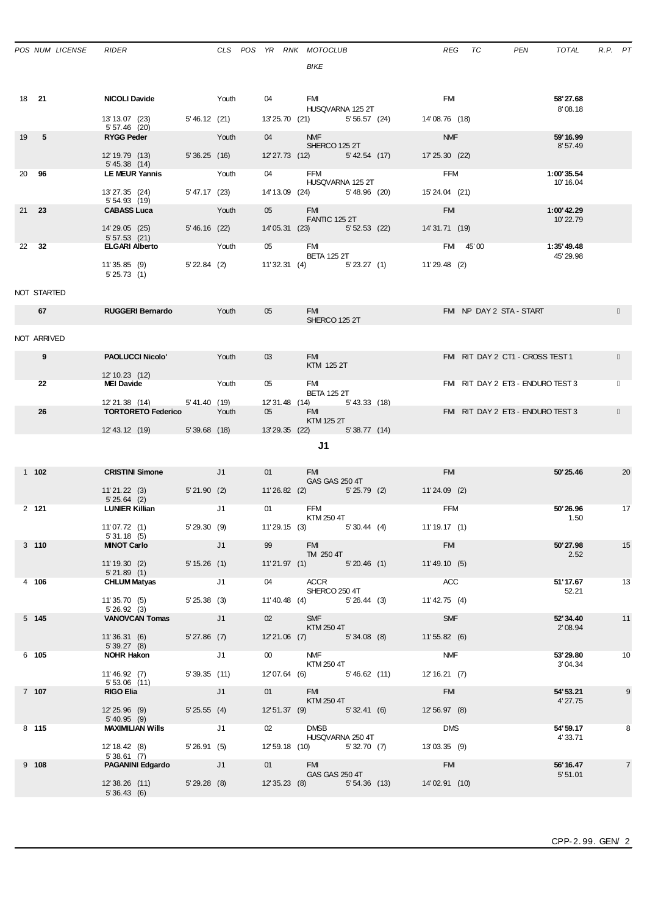| POS | NUM | LICENSE | RIDER | CLS | POS | YR | RNK | MOTOCLUB / BIKE | REG | TC | PEN | TOTAL | R.P. | PT |
|---|---|---|---|---|---|---|---|---|---|---|---|---|---|---|
| 18 | **21** | | **NICOLI Davide** | Youth | | 04 | | FMI / HUSQVARNA 125 2T | FMI | | | **58'27.68** / 8'08.18 | | |
| | | | 13'13.07 (23) · 5'46.12 (21) · 13'25.70 (21) · 5'56.57 (24) · 14'08.76 (18) · 5'57.46 (20) | | | | | | | | | | | |
| 19 | **5** | | **RYGG Peder** | Youth | | 04 | | NMF / SHERCO 125 2T | NMF | | | **59'16.99** / 8'57.49 | | |
| | | | 12'19.79 (13) · 5'36.25 (16) · 12'27.73 (12) · 5'42.54 (17) · 17'25.30 (22) · 5'45.38 (14) | | | | | | | | | | | |
| 20 | **96** | | **LE MEUR Yannis** | Youth | | 04 | | FFM / HUSQVARNA 125 2T | FFM | | | **1:00'35.54** / 10'16.04 | | |
| | | | 13'27.35 (24) · 5'47.17 (23) · 14'13.09 (24) · 5'48.96 (20) · 15'24.04 (21) · 5'54.93 (19) | | | | | | | | | | | |
| 21 | **23** | | **CABASS Luca** | Youth | | 05 | | FMI / FANTIC 125 2T | FMI | | | **1:00'42.29** / 10'22.79 | | |
| | | | 14'29.05 (25) · 5'46.16 (22) · 14'05.31 (23) · 5'52.53 (22) · 14'31.71 (19) · 5'57.53 (21) | | | | | | | | | | | |
| 22 | **32** | | **ELGARI Alberto** | Youth | | 05 | | FMI / BETA 125 2T | FMI | 45'00 | | **1:35'49.48** / 45'29.98 | | |
| | | | 11'35.85 (9) · 5'22.84 (2) · 11'32.31 (4) · 5'23.27 (1) · 11'29.48 (2) · 5'25.73 (1) | | | | | | | | | | | |

NOT STARTED

| NUM | RIDER | CLS | YR | MOTOCLUB / BIKE | REG | STATUS |
|---|---|---|---|---|---|---|
| **67** | **RUGGERI Bernardo** | Youth | 05 | FMI / SHERCO 125 2T | FMI | NP DAY 2 STA - START |

NOT ARRIVED

| NUM | RIDER | CLS | YR | MOTOCLUB / BIKE | REG | STATUS |
|---|---|---|---|---|---|---|
| **9** | **PAOLUCCI Nicolo'** | Youth | 03 | FMI / KTM 125 2T | FMI | RIT DAY 2 CT1 - CROSS TEST 1 |
| | 12'10.23 (12) | | | | | |
| **22** | **MEI Davide** | Youth | 05 | FMI / BETA 125 2T | FMI | RIT DAY 2 ET3 - ENDURO TEST 3 |
| | 12'21.38 (14) · 5'41.40 (19) · 12'31.48 (14) · 5'43.33 (18) | | | | | |
| **26** | **TORTORETO Federico** | Youth | 05 | FMI / KTM 125 2T | FMI | RIT DAY 2 ET3 - ENDURO TEST 3 |
| | 12'43.12 (19) · 5'39.68 (18) · 13'29.35 (22) · 5'38.77 (14) | | | | | |

## J1

| POS | NUM | LICENSE | RIDER | CLS | POS | YR | RNK | MOTOCLUB / BIKE | REG | TC | PEN | TOTAL | R.P. | PT |
|---|---|---|---|---|---|---|---|---|---|---|---|---|---|---|
| 1 | **102** | | **CRISTINI Simone** | J1 | | 01 | | FMI / GAS GAS 250 4T | FMI | | | **50'25.46** | | 20 |
| | | | 11'21.22 (3) · 5'21.90 (2) · 11'26.82 (2) · 5'25.79 (2) · 11'24.09 (2) · 5'25.64 (2) | | | | | | | | | | | |
| 2 | **121** | | **LUNIER Killian** | J1 | | 01 | | FFM / KTM 250 4T | FFM | | | **50'26.96** / 1.50 | | 17 |
| | | | 11'07.72 (1) · 5'29.30 (9) · 11'29.15 (3) · 5'30.44 (4) · 11'19.17 (1) · 5'31.18 (5) | | | | | | | | | | | |
| 3 | **110** | | **MINOT Carlo** | J1 | | 99 | | FMI / TM 250 4T | FMI | | | **50'27.98** / 2.52 | | 15 |
| | | | 11'19.30 (2) · 5'15.26 (1) · 11'21.97 (1) · 5'20.46 (1) · 11'49.10 (5) · 5'21.89 (1) | | | | | | | | | | | |
| 4 | **106** | | **CHLUM Matyas** | J1 | | 04 | | ACCR / SHERCO 250 4T | ACC | | | **51'17.67** / 52.21 | | 13 |
| | | | 11'35.70 (5) · 5'25.38 (3) · 11'40.48 (4) · 5'26.44 (3) · 11'42.75 (4) · 5'26.92 (3) | | | | | | | | | | | |
| 5 | **145** | | **VANOVCAN Tomas** | J1 | | 02 | | SMF / KTM 250 4T | SMF | | | **52'34.40** / 2'08.94 | | 11 |
| | | | 11'36.31 (6) · 5'27.86 (7) · 12'21.06 (7) · 5'34.08 (8) · 11'55.82 (6) · 5'39.27 (8) | | | | | | | | | | | |
| 6 | **105** | | **NOHR Hakon** | J1 | | 00 | | NMF / KTM 250 4T | NMF | | | **53'29.80** / 3'04.34 | | 10 |
| | | | 11'46.92 (7) · 5'39.35 (11) · 12'07.64 (6) · 5'46.62 (11) · 12'16.21 (7) · 5'53.06 (11) | | | | | | | | | | | |
| 7 | **107** | | **RIGO Elia** | J1 | | 01 | | FMI / KTM 250 4T | FMI | | | **54'53.21** / 4'27.75 | | 9 |
| | | | 12'25.96 (9) · 5'25.55 (4) · 12'51.37 (9) · 5'32.41 (6) · 12'56.97 (8) · 5'40.95 (9) | | | | | | | | | | | |
| 8 | **115** | | **MAXIMILIAN Wills** | J1 | | 02 | | DMSB / HUSQVARNA 250 4T | DMS | | | **54'59.17** / 4'33.71 | | 8 |
| | | | 12'18.42 (8) · 5'26.91 (5) · 12'59.18 (10) · 5'32.70 (7) · 13'03.35 (9) · 5'38.61 (7) | | | | | | | | | | | |
| 9 | **108** | | **PAGANINI Edgardo** | J1 | | 01 | | FMI / GAS GAS 250 4T | FMI | | | **56'16.47** / 5'51.01 | | 7 |
| | | | 12'38.26 (11) · 5'29.28 (8) · 12'35.23 (8) · 5'54.36 (13) · 14'02.91 (10) · 5'36.43 (6) | | | | | | | | | | | |

CPP-2.99. GEN/ 2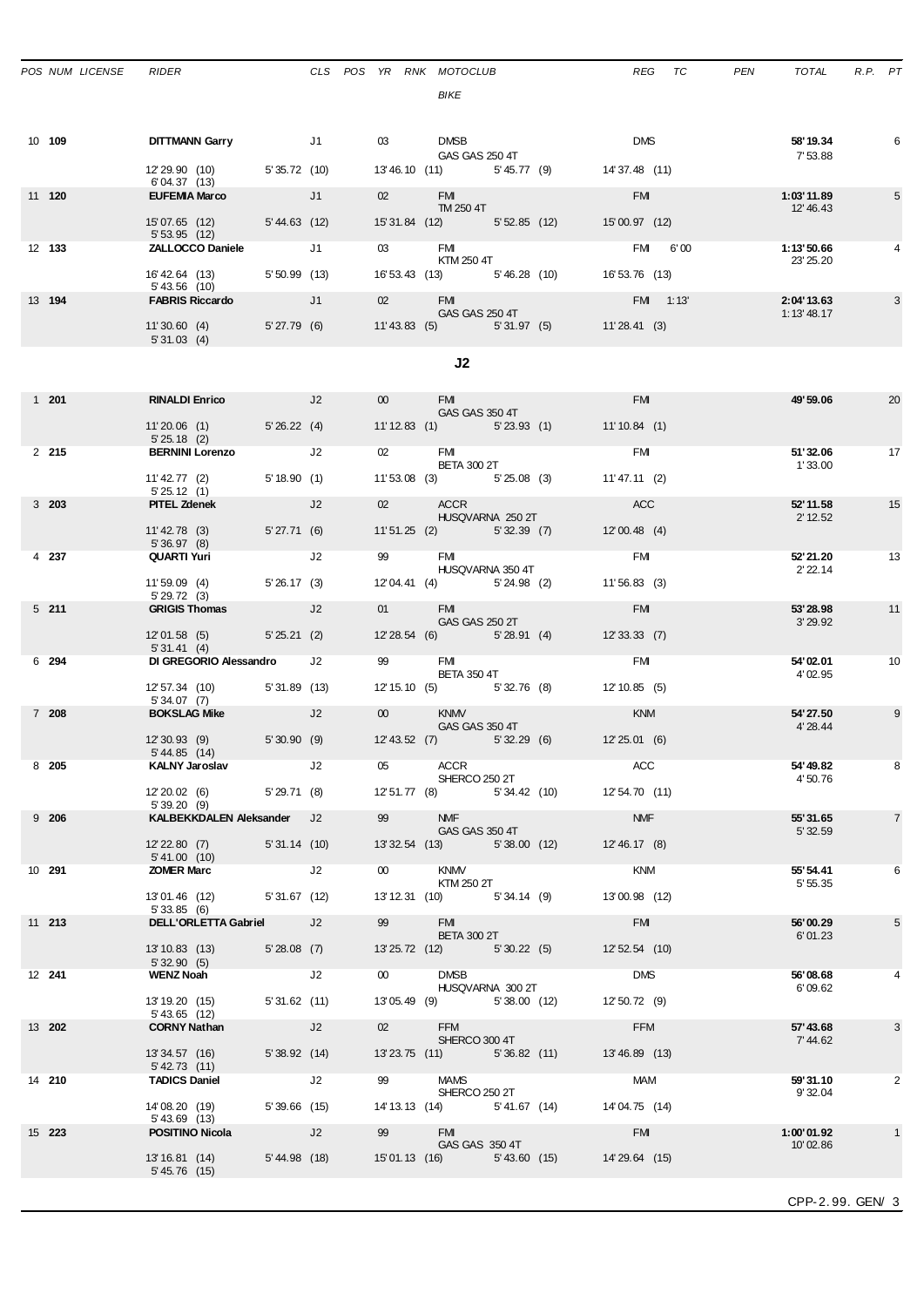| POS | NUM | LICENSE | RIDER | CLS | POS | YR | RNK | MOTOCLUB / BIKE | REG | TC | PEN | TOTAL | R.P. | PT |
|---|---|---|---|---|---|---|---|---|---|---|---|---|---|---|
| 10 | **109** | | **DITTMANN Garry** | J1 | | 03 | | DMSB / GAS GAS 250 4T | DMS | | | **58'19.34** / 7'53.88 | | 6 |
| | | | 12'29.90 (10) / 6'04.37 (13) | 5'35.72 (10) | | 13'46.10 (11) | | 5'45.77 (9) | 14'37.48 (11) | | | | | |
| 11 | **120** | | **EUFEMIA Marco** | J1 | | 02 | | FMI / TM 250 4T | FMI | | | **1:03'11.89** / 12'46.43 | | 5 |
| | | | 15'07.65 (12) / 5'53.95 (12) | 5'44.63 (12) | | 15'31.84 (12) | | 5'52.85 (12) | 15'00.97 (12) | | | | | |
| 12 | **133** | | **ZALLOCCO Daniele** | J1 | | 03 | | FMI / KTM 250 4T | FMI | 6'00 | | **1:13'50.66** / 23'25.20 | | 4 |
| | | | 16'42.64 (13) / 5'43.56 (10) | 5'50.99 (13) | | 16'53.43 (13) | | 5'46.28 (10) | 16'53.76 (13) | | | | | |
| 13 | **194** | | **FABRIS Riccardo** | J1 | | 02 | | FMI / GAS GAS 250 4T | FMI | 1:13' | | **2:04'13.63** / 1:13'48.17 | | 3 |
| | | | 11'30.60 (4) / 5'31.03 (4) | 5'27.79 (6) | | 11'43.83 (5) | | 5'31.97 (5) | 11'28.41 (3) | | | | | |

## J2

| POS | NUM | LICENSE | RIDER | CLS | POS | YR | RNK | MOTOCLUB / BIKE | REG | TC | PEN | TOTAL | R.P. | PT |
|---|---|---|---|---|---|---|---|---|---|---|---|---|---|---|
| 1 | **201** | | **RINALDI Enrico** | J2 | | 00 | | FMI / GAS GAS 350 4T | FMI | | | **49'59.06** | | 20 |
| | | | 11'20.06 (1) / 5'25.18 (2) | 5'26.22 (4) | | 11'12.83 (1) | | 5'23.93 (1) | 11'10.84 (1) | | | | | |
| 2 | **215** | | **BERNINI Lorenzo** | J2 | | 02 | | FMI / BETA 300 2T | FMI | | | **51'32.06** / 1'33.00 | | 17 |
| | | | 11'42.77 (2) / 5'25.12 (1) | 5'18.90 (1) | | 11'53.08 (3) | | 5'25.08 (3) | 11'47.11 (2) | | | | | |
| 3 | **203** | | **PITEL Zdenek** | J2 | | 02 | | ACCR / HUSQVARNA 250 2T | ACC | | | **52'11.58** / 2'12.52 | | 15 |
| | | | 11'42.78 (3) / 5'36.97 (8) | 5'27.71 (6) | | 11'51.25 (2) | | 5'32.39 (7) | 12'00.48 (4) | | | | | |
| 4 | **237** | | **QUARTI Yuri** | J2 | | 99 | | FMI / HUSQVARNA 350 4T | FMI | | | **52'21.20** / 2'22.14 | | 13 |
| | | | 11'59.09 (4) / 5'29.72 (3) | 5'26.17 (3) | | 12'04.41 (4) | | 5'24.98 (2) | 11'56.83 (3) | | | | | |
| 5 | **211** | | **GRIGIS Thomas** | J2 | | 01 | | FMI / GAS GAS 250 2T | FMI | | | **53'28.98** / 3'29.92 | | 11 |
| | | | 12'01.58 (5) / 5'31.41 (4) | 5'25.21 (2) | | 12'28.54 (6) | | 5'28.91 (4) | 12'33.33 (7) | | | | | |
| 6 | **294** | | **DI GREGORIO Alessandro** | J2 | | 99 | | FMI / BETA 350 4T | FMI | | | **54'02.01** / 4'02.95 | | 10 |
| | | | 12'57.34 (10) / 5'34.07 (7) | 5'31.89 (13) | | 12'15.10 (5) | | 5'32.76 (8) | 12'10.85 (5) | | | | | |
| 7 | **208** | | **BOKSLAG Mike** | J2 | | 00 | | KNMV / GAS GAS 350 4T | KNM | | | **54'27.50** / 4'28.44 | | 9 |
| | | | 12'30.93 (9) / 5'44.85 (14) | 5'30.90 (9) | | 12'43.52 (7) | | 5'32.29 (6) | 12'25.01 (6) | | | | | |
| 8 | **205** | | **KALNY Jaroslav** | J2 | | 05 | | ACCR / SHERCO 250 2T | ACC | | | **54'49.82** / 4'50.76 | | 8 |
| | | | 12'20.02 (6) / 5'39.20 (9) | 5'29.71 (8) | | 12'51.77 (8) | | 5'34.42 (10) | 12'54.70 (11) | | | | | |
| 9 | **206** | | **KALBEKKDALEN Aleksander** | J2 | | 99 | | NMF / GAS GAS 350 4T | NMF | | | **55'31.65** / 5'32.59 | | 7 |
| | | | 12'22.80 (7) / 5'41.00 (10) | 5'31.14 (10) | | 13'32.54 (13) | | 5'38.00 (12) | 12'46.17 (8) | | | | | |
| 10 | **291** | | **ZOMER Marc** | J2 | | 00 | | KNMV / KTM 250 2T | KNM | | | **55'54.41** / 5'55.35 | | 6 |
| | | | 13'01.46 (12) / 5'33.85 (6) | 5'31.67 (12) | | 13'12.31 (10) | | 5'34.14 (9) | 13'00.98 (12) | | | | | |
| 11 | **213** | | **DELL'ORLETTA Gabriel** | J2 | | 99 | | FMI / BETA 300 2T | FMI | | | **56'00.29** / 6'01.23 | | 5 |
| | | | 13'10.83 (13) / 5'32.90 (5) | 5'28.08 (7) | | 13'25.72 (12) | | 5'30.22 (5) | 12'52.54 (10) | | | | | |
| 12 | **241** | | **WENZ Noah** | J2 | | 00 | | DMSB / HUSQVARNA 300 2T | DMS | | | **56'08.68** / 6'09.62 | | 4 |
| | | | 13'19.20 (15) / 5'43.65 (12) | 5'31.62 (11) | | 13'05.49 (9) | | 5'38.00 (12) | 12'50.72 (9) | | | | | |
| 13 | **202** | | **CORNY Nathan** | J2 | | 02 | | FFM / SHERCO 300 4T | FFM | | | **57'43.68** / 7'44.62 | | 3 |
| | | | 13'34.57 (16) / 5'42.73 (11) | 5'38.92 (14) | | 13'23.75 (11) | | 5'36.82 (11) | 13'46.89 (13) | | | | | |
| 14 | **210** | | **TADICS Daniel** | J2 | | 99 | | MAMS / SHERCO 250 2T | MAM | | | **59'31.10** / 9'32.04 | | 2 |
| | | | 14'08.20 (19) / 5'43.69 (13) | 5'39.66 (15) | | 14'13.13 (14) | | 5'41.67 (14) | 14'04.75 (14) | | | | | |
| 15 | **223** | | **POSITINO Nicola** | J2 | | 99 | | FMI / GAS GAS 350 4T | FMI | | | **1:00'01.92** / 10'02.86 | | 1 |
| | | | 13'16.81 (14) / 5'45.76 (15) | 5'44.98 (18) | | 15'01.13 (16) | | 5'43.60 (15) | 14'29.64 (15) | | | | | |

CPP-2.99. GEN/ 3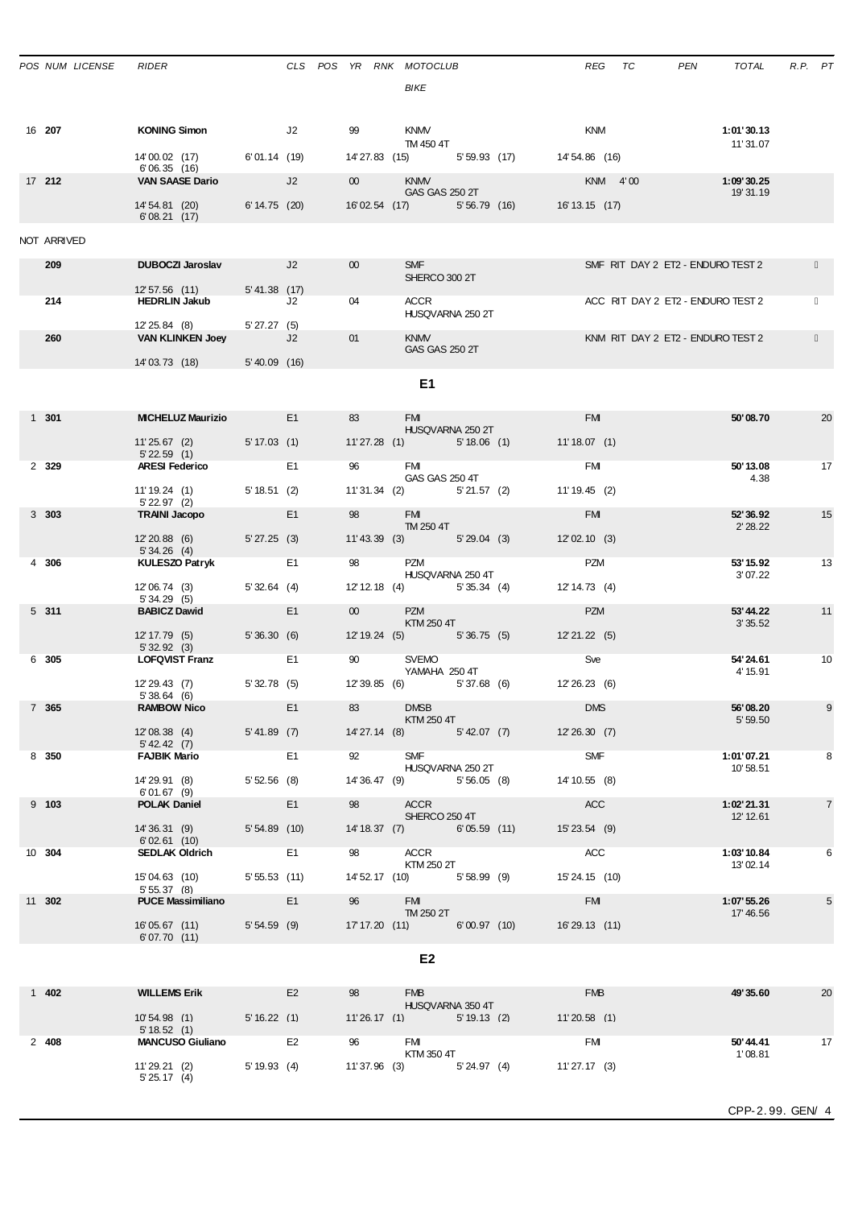| POS | NUM | LICENSE | RIDER | CLS | POS | YR | RNK | MOTOCLUB / BIKE | REG | TC | PEN | TOTAL | R.P. | PT |
|---|---|---|---|---|---|---|---|---|---|---|---|---|---|---|
| 16 | **207** | | **KONING Simon** | J2 | | 99 | | KNMV / TM 450 4T | KNM | | | **1:01'30.13** / 11'31.07 | | |
| | | | 14'00.02 (17) · 6'01.14 (19) · 14'27.83 (15) · 5'59.93 (17) · 14'54.86 (16) · 6'06.35 (16) | | | | | | | | | | | |
| 17 | **212** | | **VAN SAASE Dario** | J2 | | 00 | | KNMV / GAS GAS 250 2T | KNM | 4'00 | | **1:09'30.25** / 19'31.19 | | |
| | | | 14'54.81 (20) · 6'14.75 (20) · 16'02.54 (17) · 5'56.79 (16) · 16'13.15 (17) · 6'08.21 (17) | | | | | | | | | | | |

NOT ARRIVED

| POS | NUM | LICENSE | RIDER | CLS | POS | YR | RNK | MOTOCLUB / BIKE | REG | TC | PEN | TOTAL | R.P. | PT |
|---|---|---|---|---|---|---|---|---|---|---|---|---|---|---|
| | **209** | | **DUBOCZI Jaroslav** | J2 | | 00 | | SMF / SHERCO 300 2T | SMF | RIT DAY 2 ET2 - ENDURO TEST 2 | | | | |
| | | | 12'57.56 (11) · 5'41.38 (17) | | | | | | | | | | | |
| | **214** | | **HEDRLIN Jakub** | J2 | | 04 | | ACCR / HUSQVARNA 250 2T | ACC | RIT DAY 2 ET2 - ENDURO TEST 2 | | | | |
| | | | 12'25.84 (8) · 5'27.27 (5) | | | | | | | | | | | |
| | **260** | | **VAN KLINKEN Joey** | J2 | | 01 | | KNMV / GAS GAS 250 2T | KNM | RIT DAY 2 ET2 - ENDURO TEST 2 | | | | |
| | | | 14'03.73 (18) · 5'40.09 (16) | | | | | | | | | | | |

## E1

| POS | NUM | LICENSE | RIDER | CLS | POS | YR | RNK | MOTOCLUB / BIKE | REG | TC | PEN | TOTAL | R.P. | PT |
|---|---|---|---|---|---|---|---|---|---|---|---|---|---|---|
| 1 | **301** | | **MICHELUZ Maurizio** | E1 | | 83 | | FMI / HUSQVARNA 250 2T | FMI | | | **50'08.70** | | 20 |
| | | | 11'25.67 (2) · 5'17.03 (1) · 11'27.28 (1) · 5'18.06 (1) · 11'18.07 (1) · 5'22.59 (1) | | | | | | | | | | | |
| 2 | **329** | | **ARESI Federico** | E1 | | 96 | | FMI / GAS GAS 250 4T | FMI | | | **50'13.08** / 4.38 | | 17 |
| | | | 11'19.24 (1) · 5'18.51 (2) · 11'31.34 (2) · 5'21.57 (2) · 11'19.45 (2) · 5'22.97 (2) | | | | | | | | | | | |
| 3 | **303** | | **TRAINI Jacopo** | E1 | | 98 | | FMI / TM 250 4T | FMI | | | **52'36.92** / 2'28.22 | | 15 |
| | | | 12'20.88 (6) · 5'27.25 (3) · 11'43.39 (3) · 5'29.04 (3) · 12'02.10 (3) · 5'34.26 (4) | | | | | | | | | | | |
| 4 | **306** | | **KULESZO Patryk** | E1 | | 98 | | PZM / HUSQVARNA 250 4T | PZM | | | **53'15.92** / 3'07.22 | | 13 |
| | | | 12'06.74 (3) · 5'32.64 (4) · 12'12.18 (4) · 5'35.34 (4) · 12'14.73 (4) · 5'34.29 (5) | | | | | | | | | | | |
| 5 | **311** | | **BABICZ Dawid** | E1 | | 00 | | PZM / KTM 250 4T | PZM | | | **53'44.22** / 3'35.52 | | 11 |
| | | | 12'17.79 (5) · 5'36.30 (6) · 12'19.24 (5) · 5'36.75 (5) · 12'21.22 (5) · 5'32.92 (3) | | | | | | | | | | | |
| 6 | **305** | | **LOFQVIST Franz** | E1 | | 90 | | SVEMO / YAMAHA 250 4T | Sve | | | **54'24.61** / 4'15.91 | | 10 |
| | | | 12'29.43 (7) · 5'32.78 (5) · 12'39.85 (6) · 5'37.68 (6) · 12'26.23 (6) · 5'38.64 (6) | | | | | | | | | | | |
| 7 | **365** | | **RAMBOW Nico** | E1 | | 83 | | DMSB / KTM 250 4T | DMS | | | **56'08.20** / 5'59.50 | | 9 |
| | | | 12'08.38 (4) · 5'41.89 (7) · 14'27.14 (8) · 5'42.07 (7) · 12'26.30 (7) · 5'42.42 (7) | | | | | | | | | | | |
| 8 | **350** | | **FAJBIK Mario** | E1 | | 92 | | SMF / HUSQVARNA 250 2T | SMF | | | **1:01'07.21** / 10'58.51 | | 8 |
| | | | 14'29.91 (8) · 5'52.56 (8) · 14'36.47 (9) · 5'56.05 (8) · 14'10.55 (8) · 6'01.67 (9) | | | | | | | | | | | |
| 9 | **103** | | **POLAK Daniel** | E1 | | 98 | | ACCR / SHERCO 250 4T | ACC | | | **1:02'21.31** / 12'12.61 | | 7 |
| | | | 14'36.31 (9) · 5'54.89 (10) · 14'18.37 (7) · 6'05.59 (11) · 15'23.54 (9) · 6'02.61 (10) | | | | | | | | | | | |
| 10 | **304** | | **SEDLAK Oldrich** | E1 | | 98 | | ACCR / KTM 250 2T | ACC | | | **1:03'10.84** / 13'02.14 | | 6 |
| | | | 15'04.63 (10) · 5'55.53 (11) · 14'52.17 (10) · 5'58.99 (9) · 15'24.15 (10) · 5'55.37 (8) | | | | | | | | | | | |
| 11 | **302** | | **PUCE Massimiliano** | E1 | | 96 | | FMI / TM 250 2T | FMI | | | **1:07'55.26** / 17'46.56 | | 5 |
| | | | 16'05.67 (11) · 5'54.59 (9) · 17'17.20 (11) · 6'00.97 (10) · 16'29.13 (11) · 6'07.70 (11) | | | | | | | | | | | |

## E2

| POS | NUM | LICENSE | RIDER | CLS | POS | YR | RNK | MOTOCLUB / BIKE | REG | TC | PEN | TOTAL | R.P. | PT |
|---|---|---|---|---|---|---|---|---|---|---|---|---|---|---|
| 1 | **402** | | **WILLEMS Erik** | E2 | | 98 | | FMB / HUSQVARNA 350 4T | FMB | | | **49'35.60** | | 20 |
| | | | 10'54.98 (1) · 5'16.22 (1) · 11'26.17 (1) · 5'19.13 (2) · 11'20.58 (1) · 5'18.52 (1) | | | | | | | | | | | |
| 2 | **408** | | **MANCUSO Giuliano** | E2 | | 96 | | FMI / KTM 350 4T | FMI | | | **50'44.41** / 1'08.81 | | 17 |
| | | | 11'29.21 (2) · 5'19.93 (4) · 11'37.96 (3) · 5'24.97 (4) · 11'27.17 (3) · 5'25.17 (4) | | | | | | | | | | | |

CPP-2.99. GEN/ 4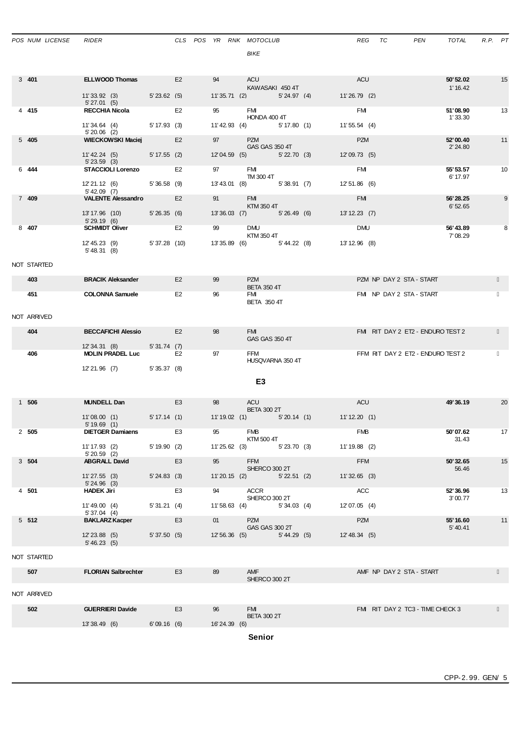| POS | NUM | LICENSE | RIDER | CLS | POS | YR | RNK | MOTOCLUB / BIKE | REG | TC | PEN | TOTAL | R.P. | PT |
|---|---|---|---|---|---|---|---|---|---|---|---|---|---|---|
| 3 | **401** | | **ELLWOOD Thomas** | E2 | | 94 | | ACU / KAWASAKI 450 4T | ACU | | | **50'52.02** / 1'16.42 | | 15 |
| | | | 11'33.92 (3) / 5'27.01 (5) | 5'23.62 (5) | | 11'35.71 (2) | | 5'24.97 (4) | 11'26.79 (2) | | | | | |
| 4 | **415** | | **RECCHIA Nicola** | E2 | | 95 | | FMI / HONDA 400 4T | FMI | | | **51'08.90** / 1'33.30 | | 13 |
| | | | 11'34.64 (4) / 5'20.06 (2) | 5'17.93 (3) | | 11'42.93 (4) | | 5'17.80 (1) | 11'55.54 (4) | | | | | |
| 5 | **405** | | **WIECKOWSKI Maciej** | E2 | | 97 | | PZM / GAS GAS 350 4T | PZM | | | **52'00.40** / 2'24.80 | | 11 |
| | | | 11'42.24 (5) / 5'23.59 (3) | 5'17.55 (2) | | 12'04.59 (5) | | 5'22.70 (3) | 12'09.73 (5) | | | | | |
| 6 | **444** | | **STACCIOLI Lorenzo** | E2 | | 97 | | FMI / TM 300 4T | FMI | | | **55'53.57** / 6'17.97 | | 10 |
| | | | 12'21.12 (6) / 5'42.09 (7) | 5'36.58 (9) | | 13'43.01 (8) | | 5'38.91 (7) | 12'51.86 (6) | | | | | |
| 7 | **409** | | **VALENTE Alessandro** | E2 | | 91 | | FMI / KTM 350 4T | FMI | | | **56'28.25** / 6'52.65 | | 9 |
| | | | 13'17.96 (10) / 5'29.19 (6) | 5'26.35 (6) | | 13'36.03 (7) | | 5'26.49 (6) | 13'12.23 (7) | | | | | |
| 8 | **407** | | **SCHMIDT Oliver** | E2 | | 99 | | DMU / KTM 350 4T | DMU | | | **56'43.89** / 7'08.29 | | 8 |
| | | | 12'45.23 (9) / 5'48.31 (8) | 5'37.28 (10) | | 13'35.89 (6) | | 5'44.22 (8) | 13'12.96 (8) | | | | | |

NOT STARTED

| NUM | RIDER | CLS | YR | MOTOCLUB / BIKE | REG | TC |
|---|---|---|---|---|---|---|
| 403 | **BRACIK Aleksander** | E2 | 99 | PZM / BETA 350 4T | PZM | NP DAY 2 STA - START |
| 451 | **COLONNA Samuele** | E2 | 96 | FMI / BETA 350 4T | FMI | NP DAY 2 STA - START |

NOT ARRIVED

| NUM | RIDER | CLS | YR | MOTOCLUB / BIKE | REG | TC |
|---|---|---|---|---|---|---|
| 404 | **BECCAFICHI Alessio** | E2 | 98 | FMI / GAS GAS 350 4T | FMI | RIT DAY 2 ET2 - ENDURO TEST 2 |
| | 12'34.31 (8) | 5'31.74 (7) | | | | |
| 406 | **MOLIN PRADEL Luc** | E2 | 97 | FFM / HUSQVARNA 350 4T | FFM | RIT DAY 2 ET2 - ENDURO TEST 2 |
| | 12'21.96 (7) | 5'35.37 (8) | | | | |

## E3

| POS | NUM | LICENSE | RIDER | CLS | POS | YR | RNK | MOTOCLUB / BIKE | REG | TC | PEN | TOTAL | R.P. | PT |
|---|---|---|---|---|---|---|---|---|---|---|---|---|---|---|
| 1 | **506** | | **MUNDELL Dan** | E3 | | 98 | | ACU / BETA 300 2T | ACU | | | **49'36.19** | | 20 |
| | | | 11'08.00 (1) / 5'19.69 (1) | 5'17.14 (1) | | 11'19.02 (1) | | 5'20.14 (1) | 11'12.20 (1) | | | | | |
| 2 | **505** | | **DIETGER Damiaens** | E3 | | 95 | | FMB / KTM 500 4T | FMB | | | **50'07.62** / 31.43 | | 17 |
| | | | 11'17.93 (2) / 5'20.59 (2) | 5'19.90 (2) | | 11'25.62 (3) | | 5'23.70 (3) | 11'19.88 (2) | | | | | |
| 3 | **504** | | **ABGRALL David** | E3 | | 95 | | FFM / SHERCO 300 2T | FFM | | | **50'32.65** / 56.46 | | 15 |
| | | | 11'27.55 (3) / 5'24.96 (3) | 5'24.83 (3) | | 11'20.15 (2) | | 5'22.51 (2) | 11'32.65 (3) | | | | | |
| 4 | **501** | | **HADEK Jiri** | E3 | | 94 | | ACCR / SHERCO 300 2T | ACC | | | **52'36.96** / 3'00.77 | | 13 |
| | | | 11'49.00 (4) / 5'37.04 (4) | 5'31.21 (4) | | 11'58.63 (4) | | 5'34.03 (4) | 12'07.05 (4) | | | | | |
| 5 | **512** | | **BAKLARZ Kacper** | E3 | | 01 | | PZM / GAS GAS 300 2T | PZM | | | **55'16.60** / 5'40.41 | | 11 |
| | | | 12'23.88 (5) / 5'46.23 (5) | 5'37.50 (5) | | 12'56.36 (5) | | 5'44.29 (5) | 12'48.34 (5) | | | | | |

NOT STARTED

| NUM | RIDER | CLS | YR | MOTOCLUB / BIKE | REG | TC |
|---|---|---|---|---|---|---|
| 507 | **FLORIAN Salbrechter** | E3 | 89 | AMF / SHERCO 300 2T | AMF | NP DAY 2 STA - START |

NOT ARRIVED

| NUM | RIDER | CLS | YR | MOTOCLUB / BIKE | REG | TC |
|---|---|---|---|---|---|---|
| 502 | **GUERRIERI Davide** | E3 | 96 | FMI / BETA 300 2T | FMI | RIT DAY 2 TC3 - TIME CHECK 3 |
| | 13'38.49 (6) | 6'09.16 (6) | 16'24.39 (6) | | | |

## Senior

CPP-2.99. GEN/ 5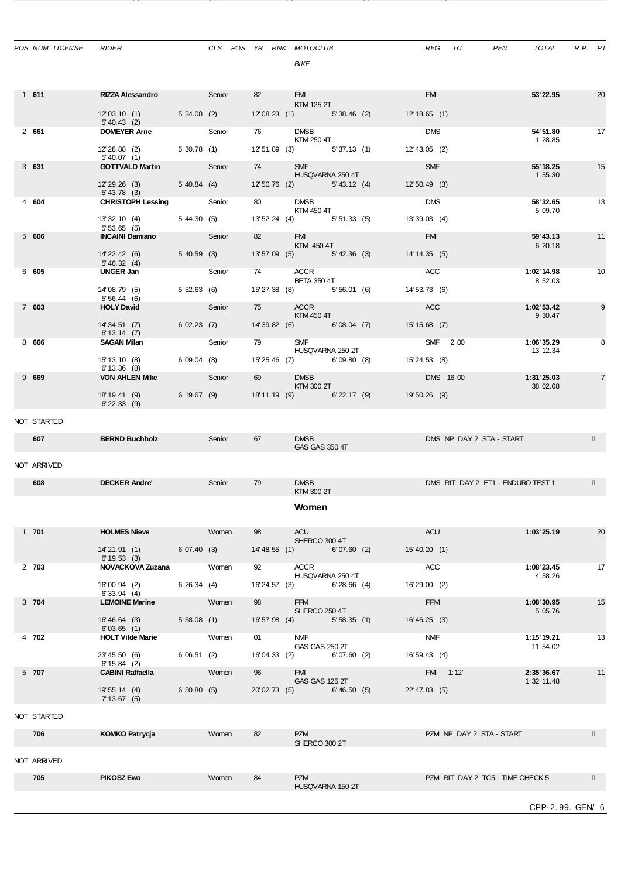| POS | NUM | LICENSE | RIDER | CLS | POS | YR | RNK | MOTOCLUB / BIKE | REG | TC | PEN | TOTAL | R.P. | PT |
|---|---|---|---|---|---|---|---|---|---|---|---|---|---|---|
| 1 | **611** | | **RIZZA Alessandro** | Senior | | 82 | | FMI / KTM 125 2T | FMI | | | **53'22.95** | | 20 |
| | | | 12'03.10 (1) / 5'40.43 (2) | 5'34.08 (2) | | 12'08.23 (1) | | 5'38.46 (2) | 12'18.65 (1) | | | | | |
| 2 | **661** | | **DOMEYER Arne** | Senior | | 76 | | DMSB / KTM 250 4T | DMS | | | **54'51.80** / 1'28.85 | | 17 |
| | | | 12'28.88 (2) / 5'40.07 (1) | 5'30.78 (1) | | 12'51.89 (3) | | 5'37.13 (1) | 12'43.05 (2) | | | | | |
| 3 | **631** | | **GOTTVALD Martin** | Senior | | 74 | | SMF / HUSQVARNA 250 4T | SMF | | | **55'18.25** / 1'55.30 | | 15 |
| | | | 12'29.26 (3) / 5'43.78 (3) | 5'40.84 (4) | | 12'50.76 (2) | | 5'43.12 (4) | 12'50.49 (3) | | | | | |
| 4 | **604** | | **CHRISTOPH Lessing** | Senior | | 80 | | DMSB / KTM 450 4T | DMS | | | **58'32.65** / 5'09.70 | | 13 |
| | | | 13'32.10 (4) / 5'53.65 (5) | 5'44.30 (5) | | 13'52.24 (4) | | 5'51.33 (5) | 13'39.03 (4) | | | | | |
| 5 | **606** | | **INCAINI Damiano** | Senior | | 82 | | FMI / KTM 450 4T | FMI | | | **59'43.13** / 6'20.18 | | 11 |
| | | | 14'22.42 (6) / 5'46.32 (4) | 5'40.59 (3) | | 13'57.09 (5) | | 5'42.36 (3) | 14'14.35 (5) | | | | | |
| 6 | **605** | | **UNGER Jan** | Senior | | 74 | | ACCR / BETA 350 4T | ACC | | | **1:02'14.98** / 8'52.03 | | 10 |
| | | | 14'08.79 (5) / 5'56.44 (6) | 5'52.63 (6) | | 15'27.38 (8) | | 5'56.01 (6) | 14'53.73 (6) | | | | | |
| 7 | **603** | | **HOLY David** | Senior | | 75 | | ACCR / KTM 450 4T | ACC | | | **1:02'53.42** / 9'30.47 | | 9 |
| | | | 14'34.51 (7) / 6'13.14 (7) | 6'02.23 (7) | | 14'39.82 (6) | | 6'08.04 (7) | 15'15.68 (7) | | | | | |
| 8 | **666** | | **SAGAN Milan** | Senior | | 79 | | SMF / HUSQVARNA 250 2T | SMF | 2'00 | | **1:06'35.29** / 13'12.34 | | 8 |
| | | | 15'13.10 (8) / 6'13.36 (8) | 6'09.04 (8) | | 15'25.46 (7) | | 6'09.80 (8) | 15'24.53 (8) | | | | | |
| 9 | **669** | | **VON AHLEN Mike** | Senior | | 69 | | DMSB / KTM 300 2T | DMS | 16'00 | | **1:31'25.03** / 38'02.08 | | 7 |
| | | | 18'19.41 (9) / 6'22.33 (9) | 6'19.67 (9) | | 18'11.19 (9) | | 6'22.17 (9) | 19'50.26 (9) | | | | | |

NOT STARTED

| NUM | RIDER | CLS | YR | MOTOCLUB / BIKE | REG | NOTE |
|---|---|---|---|---|---|---|
| **607** | **BERND Buchholz** | Senior | 67 | DMSB / GAS GAS 350 4T | DMS | NP DAY 2 STA - START |

NOT ARRIVED

| NUM | RIDER | CLS | YR | MOTOCLUB / BIKE | REG | NOTE |
|---|---|---|---|---|---|---|
| **608** | **DECKER Andre'** | Senior | 79 | DMSB / KTM 300 2T | DMS | RIT DAY 2 ET1 - ENDURO TEST 1 |

## Women

| POS | NUM | LICENSE | RIDER | CLS | POS | YR | RNK | MOTOCLUB / BIKE | REG | TC | PEN | TOTAL | R.P. | PT |
|---|---|---|---|---|---|---|---|---|---|---|---|---|---|---|
| 1 | **701** | | **HOLMES Nieve** | Women | | 98 | | ACU / SHERCO 300 4T | ACU | | | **1:03'25.19** | | 20 |
| | | | 14'21.91 (1) / 6'19.53 (3) | 6'07.40 (3) | | 14'48.55 (1) | | 6'07.60 (2) | 15'40.20 (1) | | | | | |
| 2 | **703** | | **NOVACKOVA Zuzana** | Women | | 92 | | ACCR / HUSQVARNA 250 4T | ACC | | | **1:08'23.45** / 4'58.26 | | 17 |
| | | | 16'00.94 (2) / 6'33.94 (4) | 6'26.34 (4) | | 16'24.57 (3) | | 6'28.66 (4) | 16'29.00 (2) | | | | | |
| 3 | **704** | | **LEMOINE Marine** | Women | | 98 | | FFM / SHERCO 250 4T | FFM | | | **1:08'30.95** / 5'05.76 | | 15 |
| | | | 16'46.64 (3) / 6'03.65 (1) | 5'58.08 (1) | | 16'57.98 (4) | | 5'58.35 (1) | 16'46.25 (3) | | | | | |
| 4 | **702** | | **HOLT Vilde Marie** | Women | | 01 | | NMF / GAS GAS 250 2T | NMF | | | **1:15'19.21** / 11'54.02 | | 13 |
| | | | 23'45.50 (6) / 6'15.84 (2) | 6'06.51 (2) | | 16'04.33 (2) | | 6'07.60 (2) | 16'59.43 (4) | | | | | |
| 5 | **707** | | **CABINI Raffaella** | Women | | 96 | | FMI / GAS GAS 125 2T | FMI | 1:12' | | **2:35'36.67** / 1:32'11.48 | | 11 |
| | | | 19'55.14 (4) / 7'13.67 (5) | 6'50.80 (5) | | 20'02.73 (5) | | 6'46.50 (5) | 22'47.83 (5) | | | | | |

NOT STARTED

| NUM | RIDER | CLS | YR | MOTOCLUB / BIKE | REG | NOTE |
|---|---|---|---|---|---|---|
| **706** | **KOMKO Patrycja** | Women | 82 | PZM / SHERCO 300 2T | PZM | NP DAY 2 STA - START |

NOT ARRIVED

| NUM | RIDER | CLS | YR | MOTOCLUB / BIKE | REG | NOTE |
|---|---|---|---|---|---|---|
| **705** | **PIKOSZ Ewa** | Women | 84 | PZM / HUSQVARNA 150 2T | PZM | RIT DAY 2 TC5 - TIME CHECK 5 |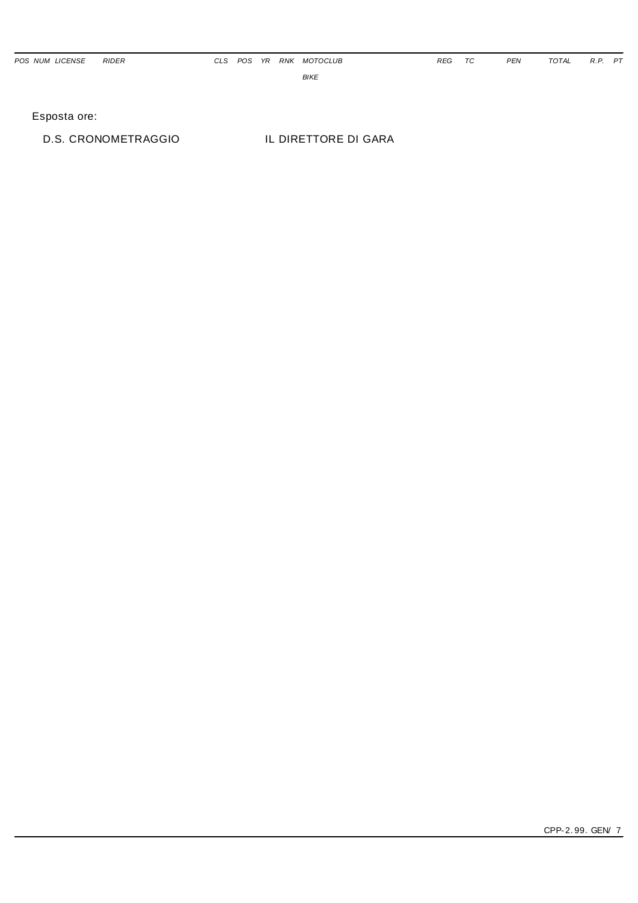| POS | NUM | LICENSE | RIDER | CLS | POS | YR | RNK | MOTOCLUB<br>BIKE | REG | TC | PEN | TOTAL | R.P. | PT |
|---|---|---|---|---|---|---|---|---|---|---|---|---|---|---|

Esposta ore:

D.S. CRONOMETRAGGIO

IL DIRETTORE DI GARA

CPP-2.99. GEN/ 7